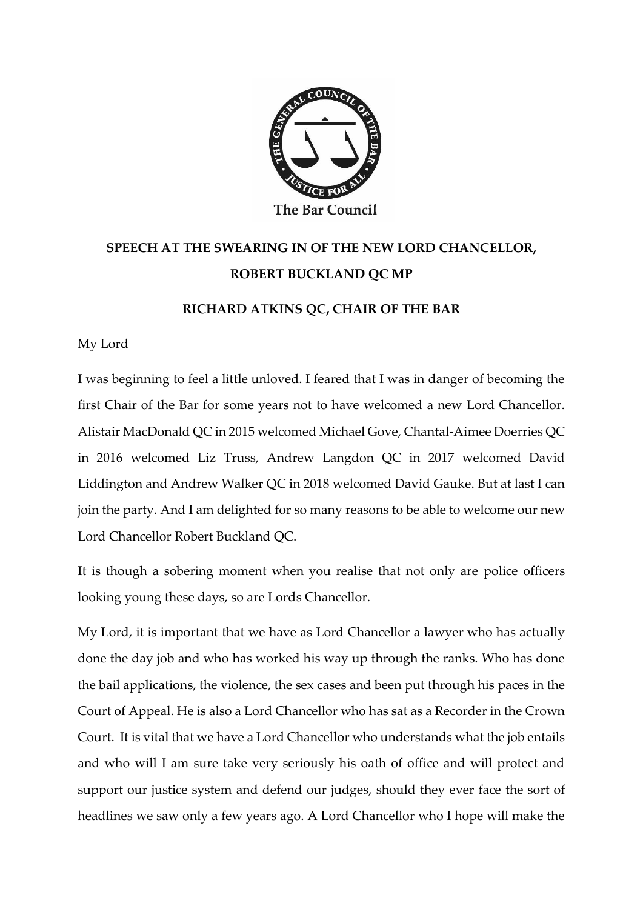The Bar Council

**SPEECH AT THE SWEARING IN OF THE NEW LORD CHANCELLOR, ROBERT BUCKLAND QC MP**

**RICHARD ATKINS QC, CHAIR OF THE BAR**

My Lord

I was beginning to feel a little unloved. I feared that I was in danger of becoming the first Chair of the Bar for some years not to have welcomed a new Lord Chancellor. Alistair MacDonald QC in 2015 welcomed Michael Gove, Chantal-Aimee Doerries QC in 2016 welcomed Liz Truss, Andrew Langdon QC in 2017 welcomed David Liddington and Andrew Walker QC in 2018 welcomed David Gauke. But at last I can join the party. And I am delighted for so many reasons to be able to welcome our new Lord Chancellor Robert Buckland QC.

It is though a sobering moment when you realise that not only are police officers looking young these days, so are Lords Chancellor.

My Lord, it is important that we have as Lord Chancellor a lawyer who has actually done the day job and who has worked his way up through the ranks. Who has done the bail applications, the violence, the sex cases and been put through his paces in the Court of Appeal. He is also a Lord Chancellor who has sat as a Recorder in the Crown Court. It is vital that we have a Lord Chancellor who understands what the job entails and who will I am sure take very seriously his oath of office and will protect and support our justice system and defend our judges, should they ever face the sort of headlines we saw only a few years ago. A Lord Chancellor who I hope will make the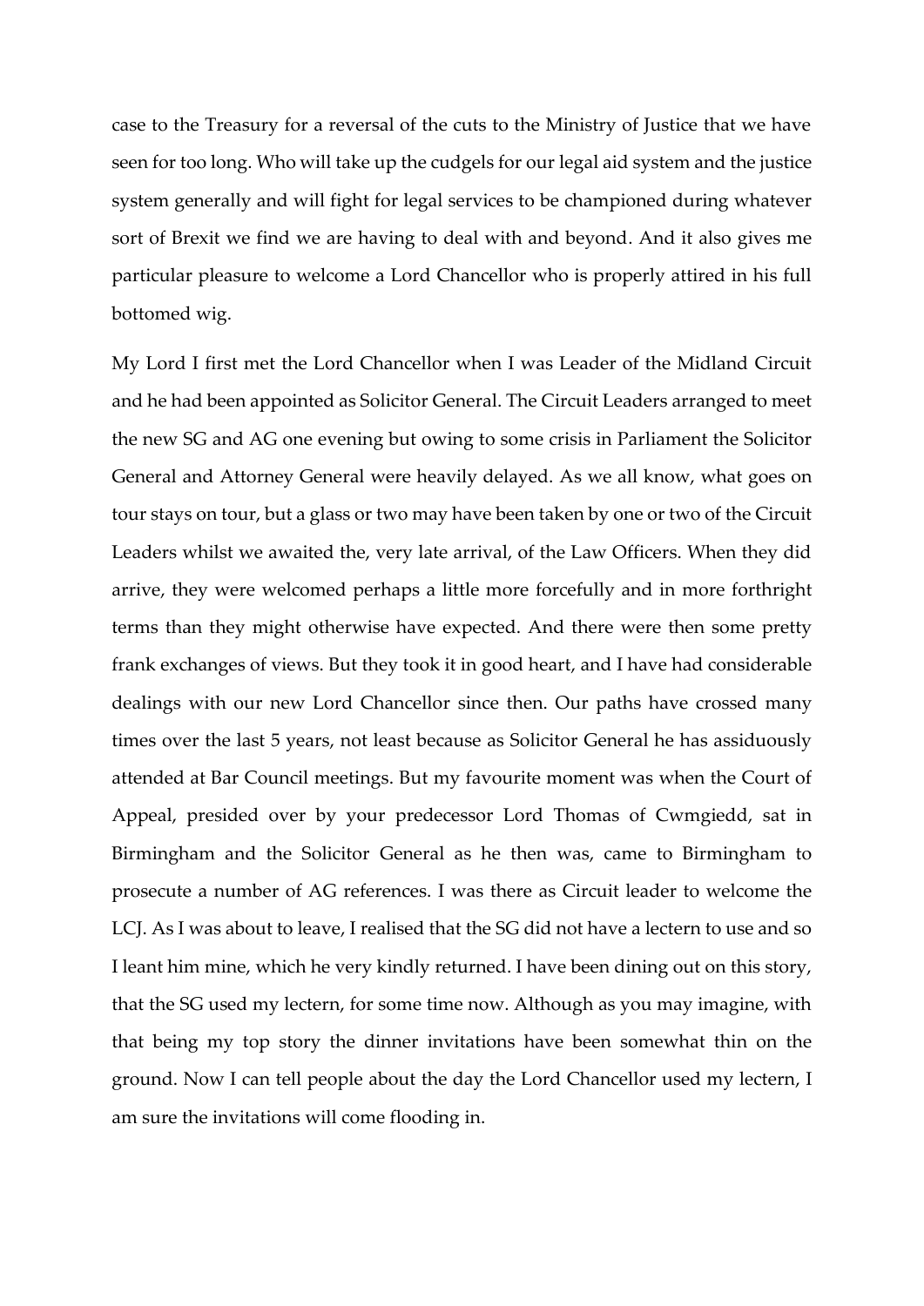case to the Treasury for a reversal of the cuts to the Ministry of Justice that we have seen for too long. Who will take up the cudgels for our legal aid system and the justice system generally and will fight for legal services to be championed during whatever sort of Brexit we find we are having to deal with and beyond. And it also gives me particular pleasure to welcome a Lord Chancellor who is properly attired in his full bottomed wig.

My Lord I first met the Lord Chancellor when I was Leader of the Midland Circuit and he had been appointed as Solicitor General. The Circuit Leaders arranged to meet the new SG and AG one evening but owing to some crisis in Parliament the Solicitor General and Attorney General were heavily delayed. As we all know, what goes on tour stays on tour, but a glass or two may have been taken by one or two of the Circuit Leaders whilst we awaited the, very late arrival, of the Law Officers. When they did arrive, they were welcomed perhaps a little more forcefully and in more forthright terms than they might otherwise have expected. And there were then some pretty frank exchanges of views. But they took it in good heart, and I have had considerable dealings with our new Lord Chancellor since then. Our paths have crossed many times over the last 5 years, not least because as Solicitor General he has assiduously attended at Bar Council meetings. But my favourite moment was when the Court of Appeal, presided over by your predecessor Lord Thomas of Cwmgiedd, sat in Birmingham and the Solicitor General as he then was, came to Birmingham to prosecute a number of AG references. I was there as Circuit leader to welcome the LCJ. As I was about to leave, I realised that the SG did not have a lectern to use and so I leant him mine, which he very kindly returned. I have been dining out on this story, that the SG used my lectern, for some time now. Although as you may imagine, with that being my top story the dinner invitations have been somewhat thin on the ground. Now I can tell people about the day the Lord Chancellor used my lectern, I am sure the invitations will come flooding in.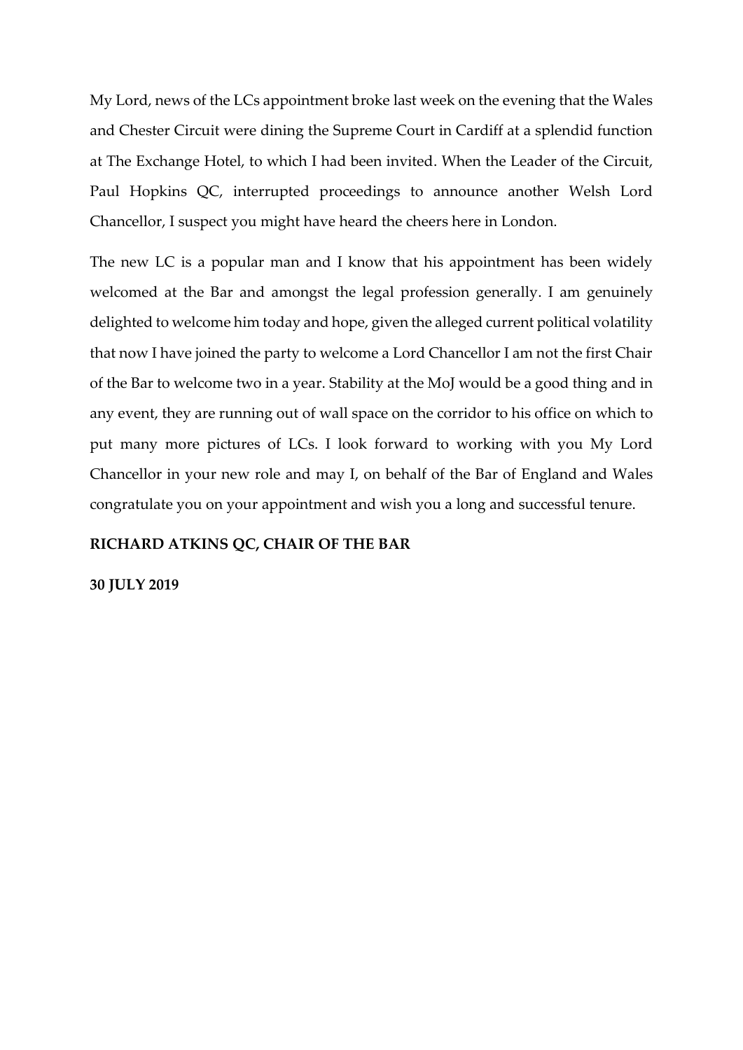My Lord, news of the LCs appointment broke last week on the evening that the Wales and Chester Circuit were dining the Supreme Court in Cardiff at a splendid function at The Exchange Hotel, to which I had been invited. When the Leader of the Circuit, Paul Hopkins QC, interrupted proceedings to announce another Welsh Lord Chancellor, I suspect you might have heard the cheers here in London.

The new LC is a popular man and I know that his appointment has been widely welcomed at the Bar and amongst the legal profession generally. I am genuinely delighted to welcome him today and hope, given the alleged current political volatility that now I have joined the party to welcome a Lord Chancellor I am not the first Chair of the Bar to welcome two in a year. Stability at the MoJ would be a good thing and in any event, they are running out of wall space on the corridor to his office on which to put many more pictures of LCs. I look forward to working with you My Lord Chancellor in your new role and may I, on behalf of the Bar of England and Wales congratulate you on your appointment and wish you a long and successful tenure.

**RICHARD ATKINS QC, CHAIR OF THE BAR**

**30 JULY 2019**